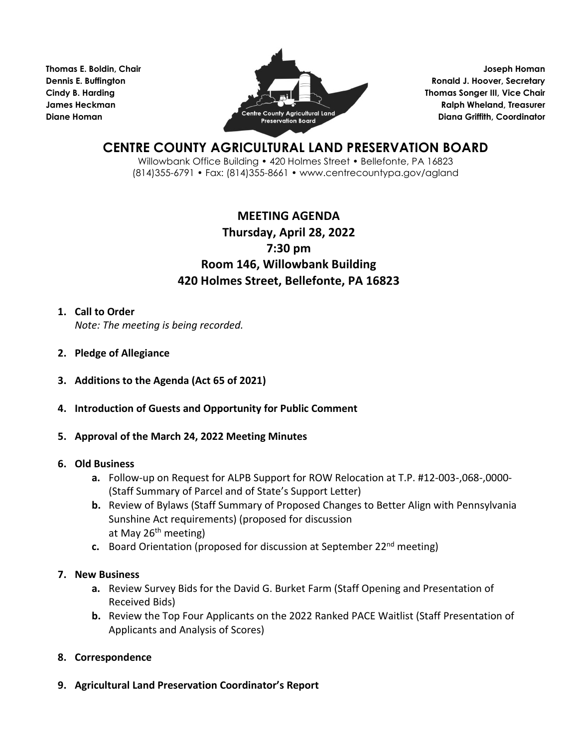**Thomas E. Boldin, Chair**
**Dennis E. Buffington**
**Cindy B. Harding**
**James Heckman**
**Diane Homan**

**Joseph Homan**
**Ronald J. Hoover, Secretary**
**Thomas Songer III, Vice Chair**
**Ralph Wheland, Treasurer**
**Diana Griffith, Coordinator**

Centre County Agricultural Land Preservation Board

# CENTRE COUNTY AGRICULTURAL LAND PRESERVATION BOARD

Willowbank Office Building • 420 Holmes Street • Bellefonte, PA 16823
(814)355-6791 • Fax: (814)355-8661 • www.centrecountypa.gov/agland

## MEETING AGENDA
## Thursday, April 28, 2022
## 7:30 pm
## Room 146, Willowbank Building
## 420 Holmes Street, Bellefonte, PA 16823

1. **Call to Order**
   *Note: The meeting is being recorded.*

2. **Pledge of Allegiance**

3. **Additions to the Agenda (Act 65 of 2021)**

4. **Introduction of Guests and Opportunity for Public Comment**

5. **Approval of the March 24, 2022 Meeting Minutes**

6. **Old Business**
   - **a.** Follow-up on Request for ALPB Support for ROW Relocation at T.P. #12-003-,068-,0000- (Staff Summary of Parcel and of State's Support Letter)
   - **b.** Review of Bylaws (Staff Summary of Proposed Changes to Better Align with Pennsylvania Sunshine Act requirements) (proposed for discussion at May 26th meeting)
   - **c.** Board Orientation (proposed for discussion at September 22nd meeting)

7. **New Business**
   - **a.** Review Survey Bids for the David G. Burket Farm (Staff Opening and Presentation of Received Bids)
   - **b.** Review the Top Four Applicants on the 2022 Ranked PACE Waitlist (Staff Presentation of Applicants and Analysis of Scores)

8. **Correspondence**

9. **Agricultural Land Preservation Coordinator's Report**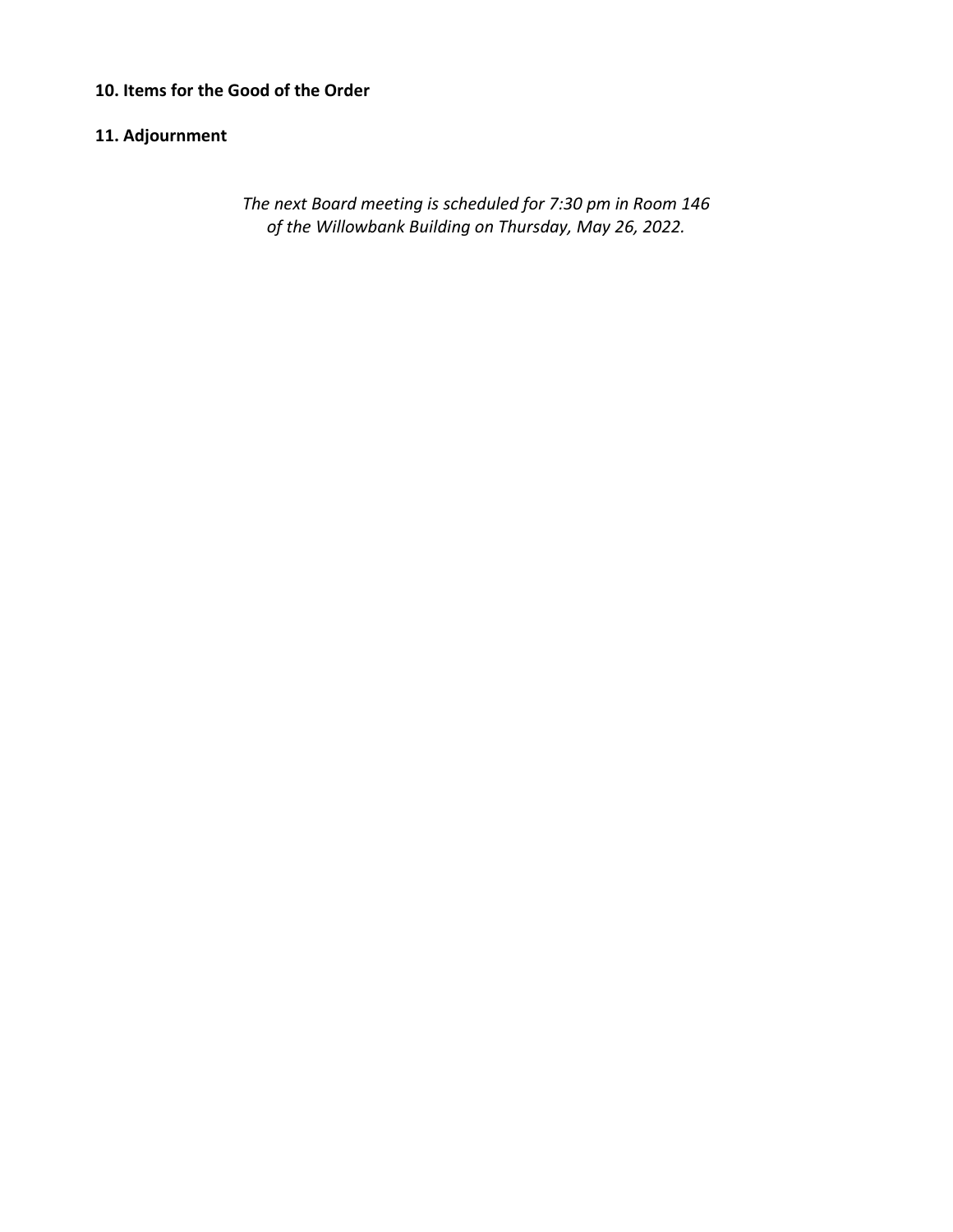**10. Items for the Good of the Order**

**11. Adjournment**

*The next Board meeting is scheduled for 7:30 pm in Room 146 of the Willowbank Building on Thursday, May 26, 2022.*